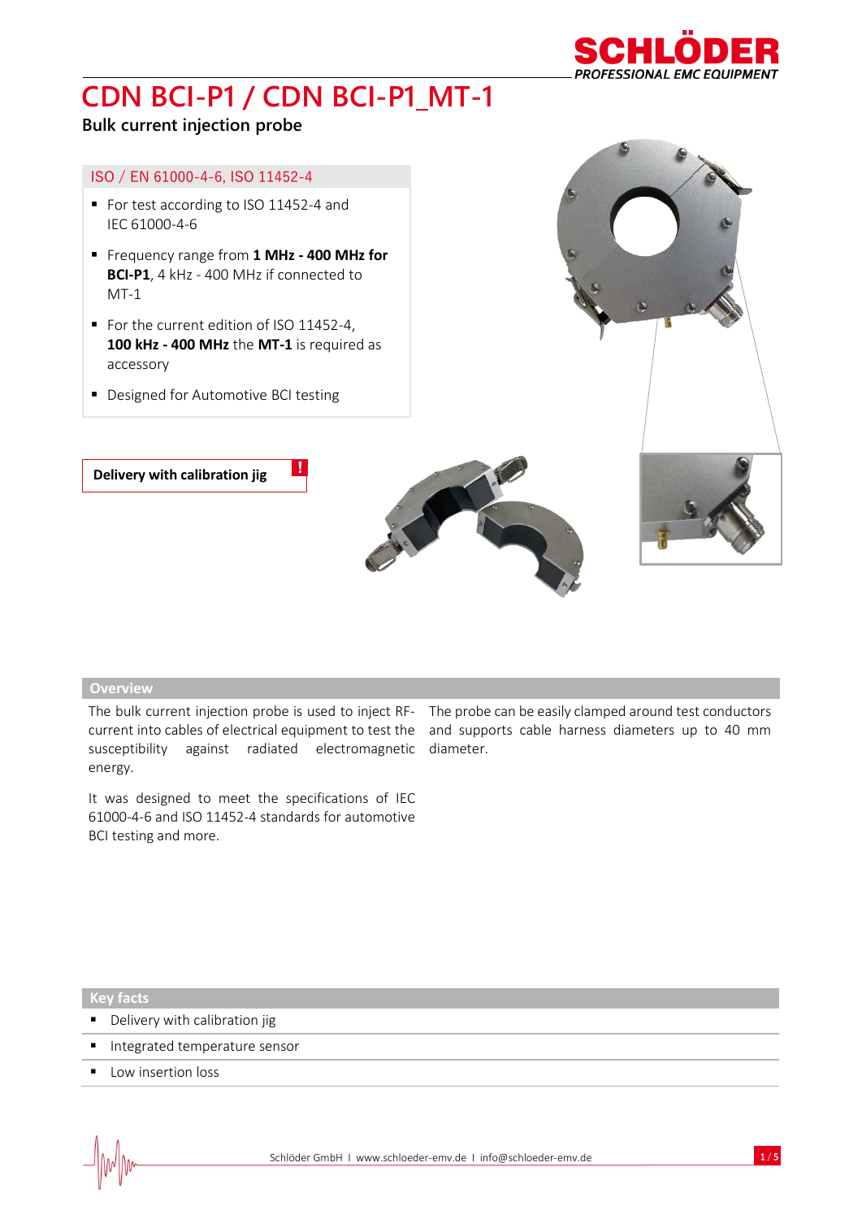# CDN BCI-P1 / CDN BCI-P1_MT-1

**Bulk current injection probe**

## ISO / EN 61000-4-6, ISO 11452-4

- For test according to ISO 11452-4 and IEC 61000-4-6
- Frequency range from **1 MHz - 400 MHz for BCI-P1**, 4 kHz - 400 MHz if connected to MT-1
- For the current edition of ISO 11452-4, **100 kHz - 400 MHz** the **MT-1** is required as accessory
- Designed for Automotive BCI testing

**Delivery with calibration jig** !

## Overview

The bulk current injection probe is used to inject RF-current into cables of electrical equipment to test the susceptibility against radiated electromagnetic energy.

It was designed to meet the specifications of IEC 61000-4-6 and ISO 11452-4 standards for automotive BCI testing and more.

The probe can be easily clamped around test conductors and supports cable harness diameters up to 40 mm diameter.

## Key facts

- Delivery with calibration jig
- Integrated temperature sensor
- Low insertion loss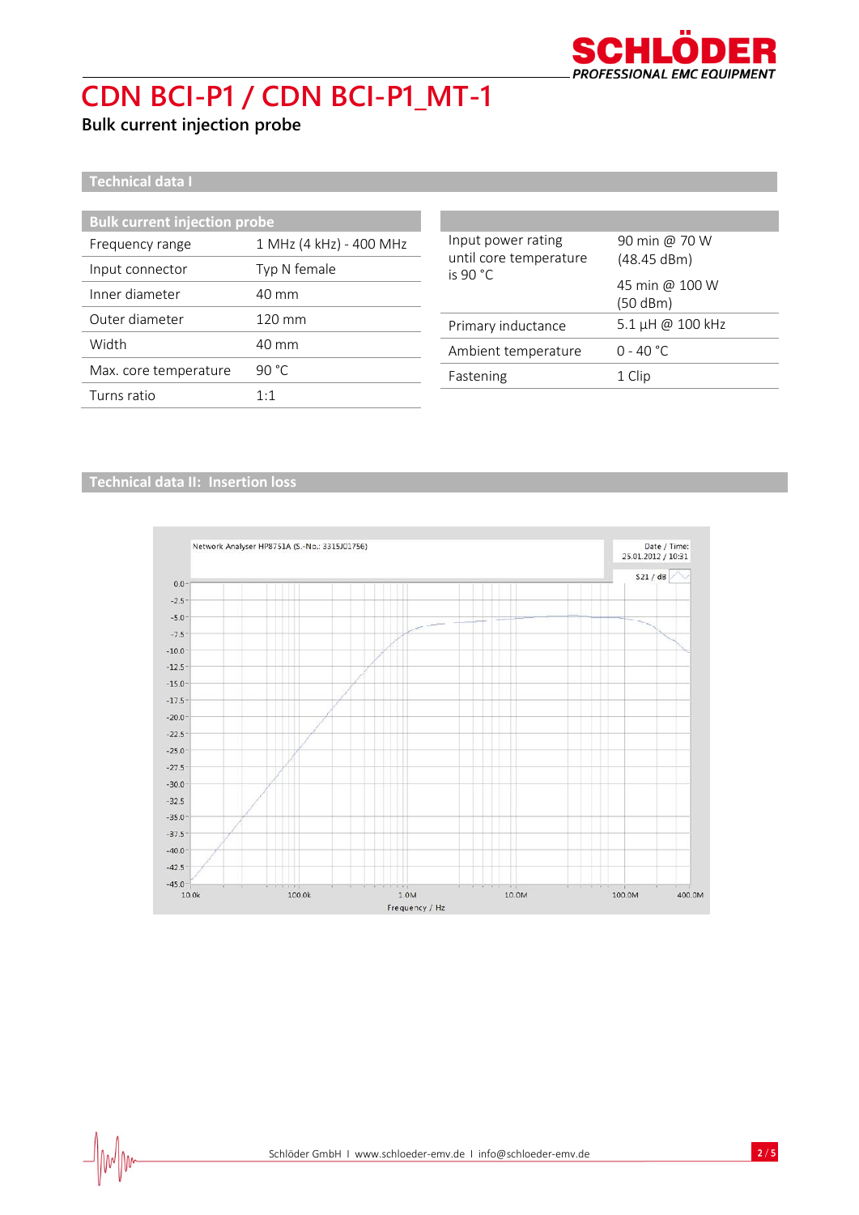# CDN BCI-P1 / CDN BCI-P1_MT-1

**Bulk current injection probe**

## Technical data I

| Bulk current injection probe | |
|---|---|
| Frequency range | 1 MHz (4 kHz) - 400 MHz |
| Input connector | Typ N female |
| Inner diameter | 40 mm |
| Outer diameter | 120 mm |
| Width | 40 mm |
| Max. core temperature | 90 °C |
| Turns ratio | 1:1 |

| | |
|---|---|
| Input power rating until core temperature is 90 °C | 90 min @ 70 W (48.45 dBm)<br>45 min @ 100 W (50 dBm) |
| Primary inductance | 5.1 µH @ 100 kHz |
| Ambient temperature | 0 - 40 °C |
| Fastening | 1 Clip |

## Technical data II: Insertion loss

Network Analyser HP8751A (S.-No.: 3315J01756)

Date / Time: 25.01.2012 / 10:31

S21 / dB

Frequency / Hz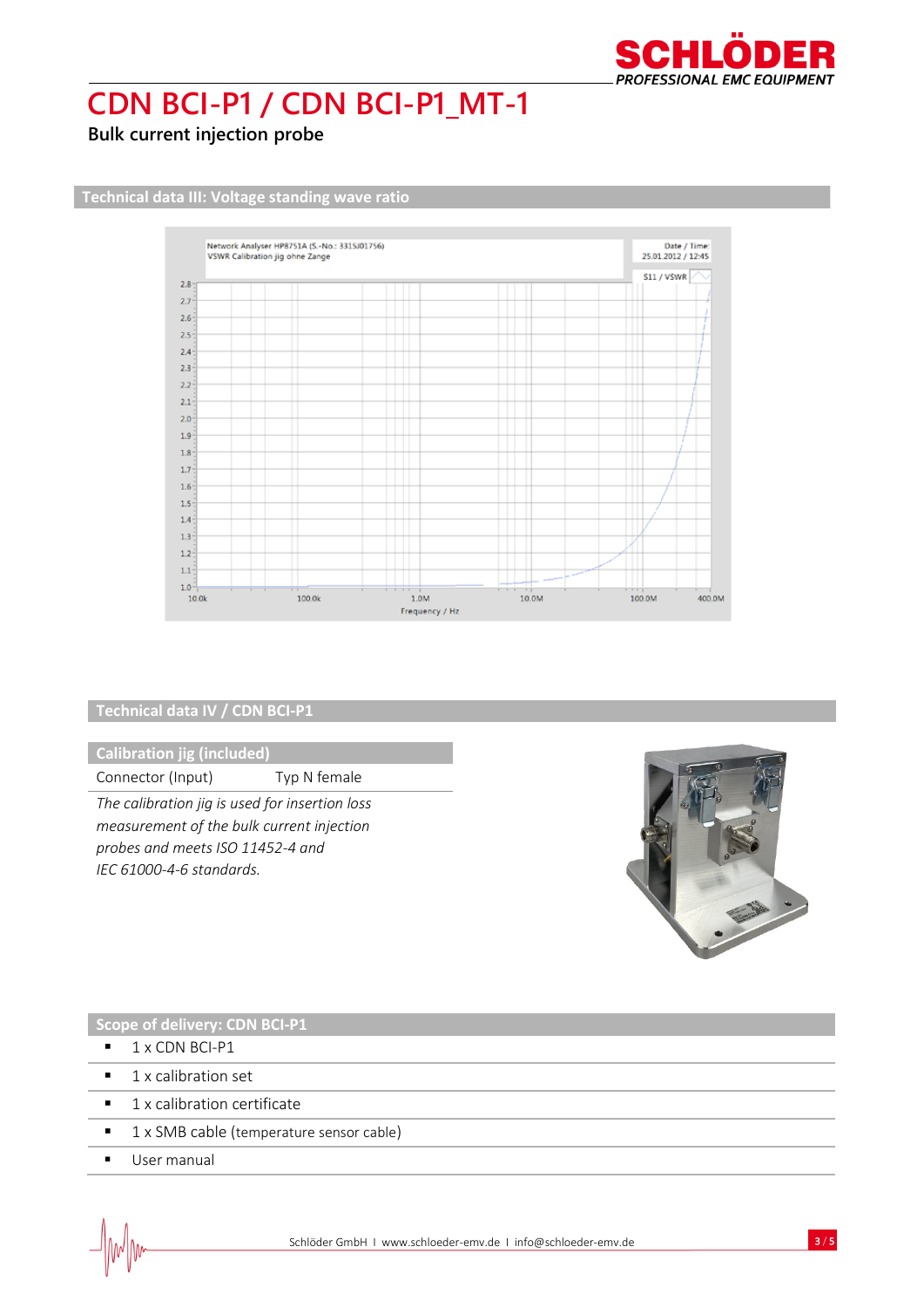# CDN BCI-P1 / CDN BCI-P1_MT-1

**Bulk current injection probe**

## Technical data III: Voltage standing wave ratio

## Technical data IV / CDN BCI-P1

### Calibration jig (included)

| Connector (Input) | Typ N female |
|---|---|

*The calibration jig is used for insertion loss measurement of the bulk current injection probes and meets ISO 11452-4 and IEC 61000-4-6 standards.*

### Scope of delivery: CDN BCI-P1

- 1 x CDN BCI-P1
- 1 x calibration set
- 1 x calibration certificate
- 1 x SMB cable (temperature sensor cable)
- User manual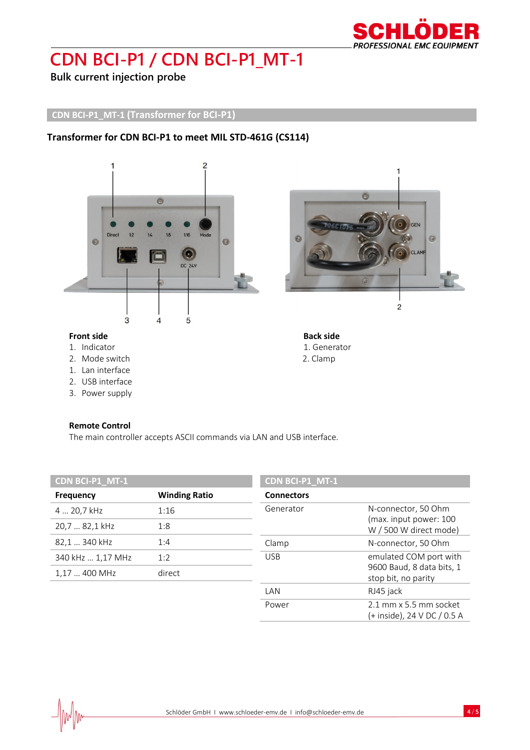# CDN BCI-P1 / CDN BCI-P1_MT-1

**Bulk current injection probe**

## CDN BCI-P1_MT-1 (Transformer for BCI-P1)

### Transformer for CDN BCI-P1 to meet MIL STD-461G (CS114)

**Front side**

1. Indicator
2. Mode switch
1. Lan interface
2. USB interface
3. Power supply

**Back side**

1. Generator
2. Clamp

**Remote Control**

The main controller accepts ASCII commands via LAN and USB interface.

| CDN BCI-P1_MT-1 | |
|---|---|
| **Frequency** | **Winding Ratio** |
| 4 … 20,7 kHz | 1:16 |
| 20,7 … 82,1 kHz | 1:8 |
| 82,1 … 340 kHz | 1:4 |
| 340 kHz … 1,17 MHz | 1:2 |
| 1,17 … 400 MHz | direct |

| CDN BCI-P1_MT-1 | |
|---|---|
| **Connectors** | |
| Generator | N-connector, 50 Ohm (max. input power: 100 W / 500 W direct mode) |
| Clamp | N-connector, 50 Ohm |
| USB | emulated COM port with 9600 Baud, 8 data bits, 1 stop bit, no parity |
| LAN | RJ45 jack |
| Power | 2.1 mm x 5.5 mm socket (+ inside), 24 V DC / 0.5 A |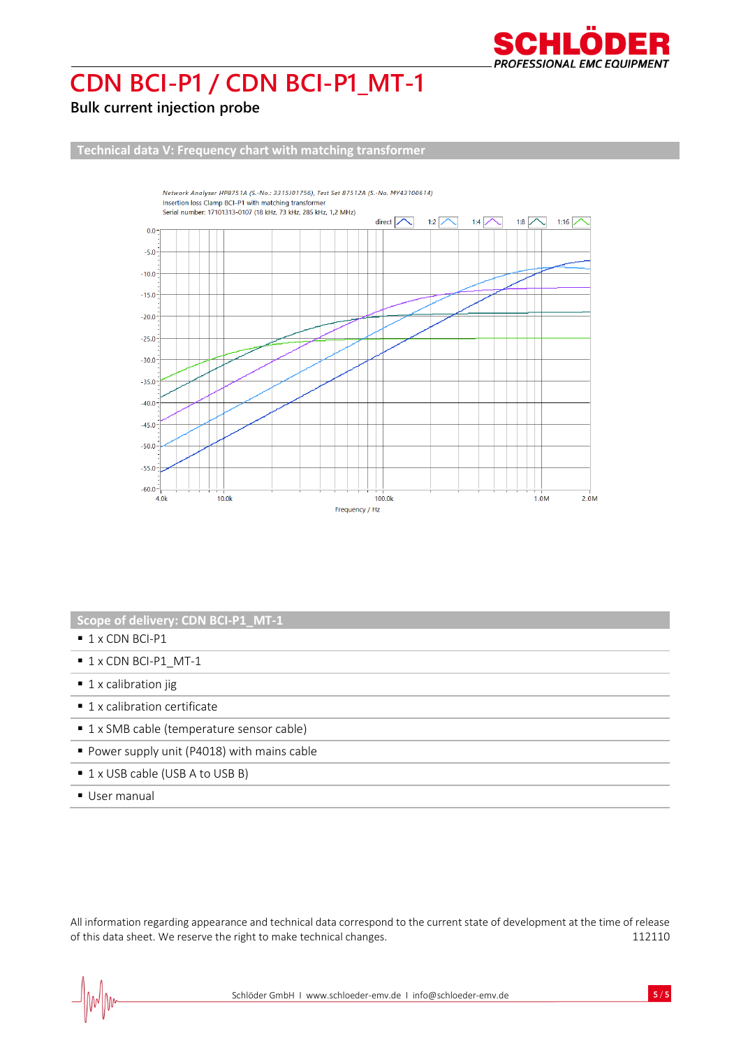# CDN BCI-P1 / CDN BCI-P1_MT-1

**Bulk current injection probe**

## Technical data V: Frequency chart with matching transformer

*Network Analyser HP8751A (S.-No.: 3315J01756), Test Set 87512A (S.-No. MY43100614)*
Insertion loss Clamp BCI-P1 with matching transformer
Serial number: 17101313-0107 (18 kHz, 73 kHz, 285 kHz, 1,2 MHz)

direct 1:2 1:4 1:8 1:16

0.0
-5.0
-10.0
-15.0
-20.0
-25.0
-30.0
-35.0
-40.0
-45.0
-50.0
-55.0
-60.0

4.0k 10.0k 100.0k 1.0M 2.0M

Frequency / Hz

## Scope of delivery: CDN BCI-P1_MT-1

- 1 x CDN BCI-P1
- 1 x CDN BCI-P1_MT-1
- 1 x calibration jig
- 1 x calibration certificate
- 1 x SMB cable (temperature sensor cable)
- Power supply unit (P4018) with mains cable
- 1 x USB cable (USB A to USB B)
- User manual

All information regarding appearance and technical data correspond to the current state of development at the time of release of this data sheet. We reserve the right to make technical changes. 112110

Schlöder GmbH I www.schloeder-emv.de I info@schloeder-emv.de